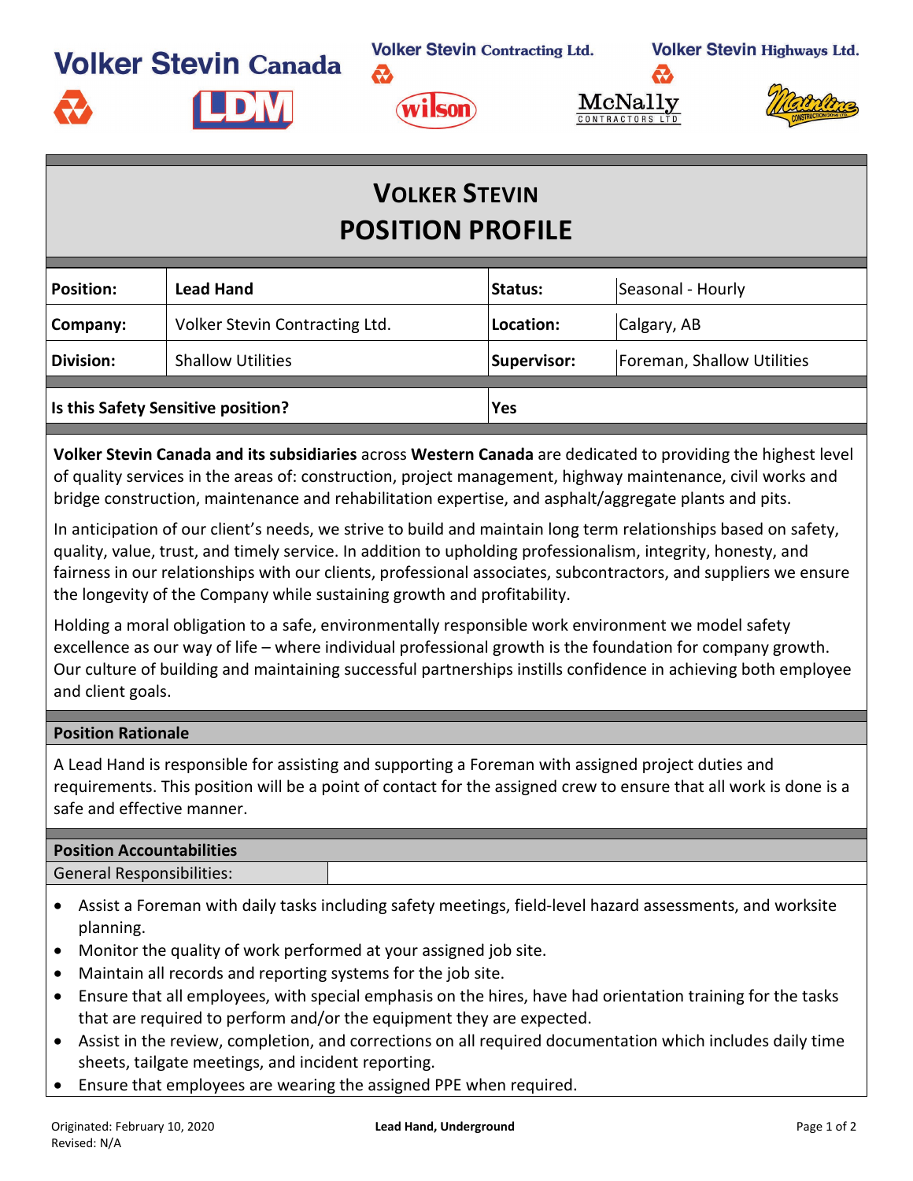Volker Stevin Canada

Volker Stevin Contracting Ltd.

Volker Stevin Highways Ltd.

# VOLKER STEVIN
# POSITION PROFILE

| | | | |
|---|---|---|---|
| **Position:** | **Lead Hand** | **Status:** | Seasonal - Hourly |
| **Company:** | Volker Stevin Contracting Ltd. | **Location:** | Calgary, AB |
| **Division:** | Shallow Utilities | **Supervisor:** | Foreman, Shallow Utilities |
| **Is this Safety Sensitive position?** | | **Yes** | |

**Volker Stevin Canada and its subsidiaries** across **Western Canada** are dedicated to providing the highest level of quality services in the areas of: construction, project management, highway maintenance, civil works and bridge construction, maintenance and rehabilitation expertise, and asphalt/aggregate plants and pits.

In anticipation of our client's needs, we strive to build and maintain long term relationships based on safety, quality, value, trust, and timely service. In addition to upholding professionalism, integrity, honesty, and fairness in our relationships with our clients, professional associates, subcontractors, and suppliers we ensure the longevity of the Company while sustaining growth and profitability.

Holding a moral obligation to a safe, environmentally responsible work environment we model safety excellence as our way of life – where individual professional growth is the foundation for company growth. Our culture of building and maintaining successful partnerships instills confidence in achieving both employee and client goals.

## Position Rationale

A Lead Hand is responsible for assisting and supporting a Foreman with assigned project duties and requirements. This position will be a point of contact for the assigned crew to ensure that all work is done is a safe and effective manner.

## Position Accountabilities

General Responsibilities:

- Assist a Foreman with daily tasks including safety meetings, field-level hazard assessments, and worksite planning.
- Monitor the quality of work performed at your assigned job site.
- Maintain all records and reporting systems for the job site.
- Ensure that all employees, with special emphasis on the hires, have had orientation training for the tasks that are required to perform and/or the equipment they are expected.
- Assist in the review, completion, and corrections on all required documentation which includes daily time sheets, tailgate meetings, and incident reporting.
- Ensure that employees are wearing the assigned PPE when required.

Originated: February 10, 2020
Revised: N/A

**Lead Hand, Underground**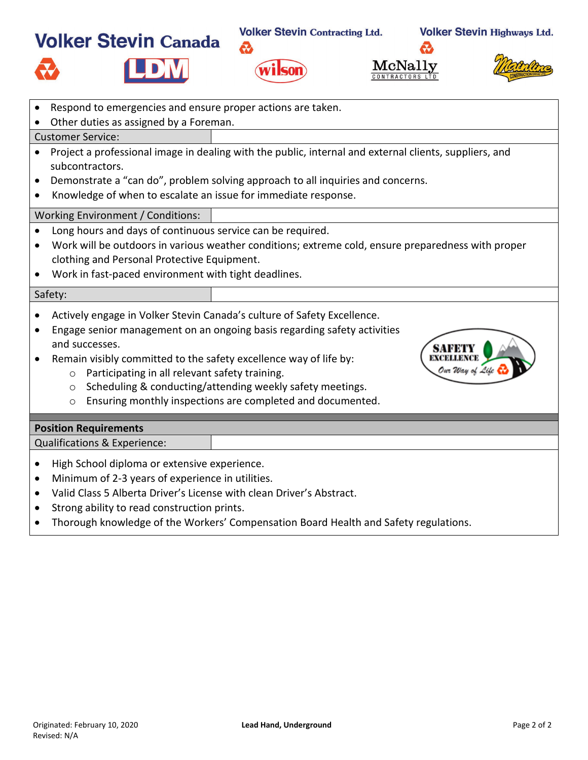- Respond to emergencies and ensure proper actions are taken.
- Other duties as assigned by a Foreman.

Customer Service:

- Project a professional image in dealing with the public, internal and external clients, suppliers, and subcontractors.
- Demonstrate a "can do", problem solving approach to all inquiries and concerns.
- Knowledge of when to escalate an issue for immediate response.

Working Environment / Conditions:

- Long hours and days of continuous service can be required.
- Work will be outdoors in various weather conditions; extreme cold, ensure preparedness with proper clothing and Personal Protective Equipment.
- Work in fast-paced environment with tight deadlines.

Safety:

- Actively engage in Volker Stevin Canada's culture of Safety Excellence.
- Engage senior management on an ongoing basis regarding safety activities and successes.
- Remain visibly committed to the safety excellence way of life by:
  - Participating in all relevant safety training.
  - Scheduling & conducting/attending weekly safety meetings.
  - Ensuring monthly inspections are completed and documented.

## Position Requirements

Qualifications & Experience:

- High School diploma or extensive experience.
- Minimum of 2-3 years of experience in utilities.
- Valid Class 5 Alberta Driver's License with clean Driver's Abstract.
- Strong ability to read construction prints.
- Thorough knowledge of the Workers' Compensation Board Health and Safety regulations.

Originated: February 10, 2020
Revised: N/A